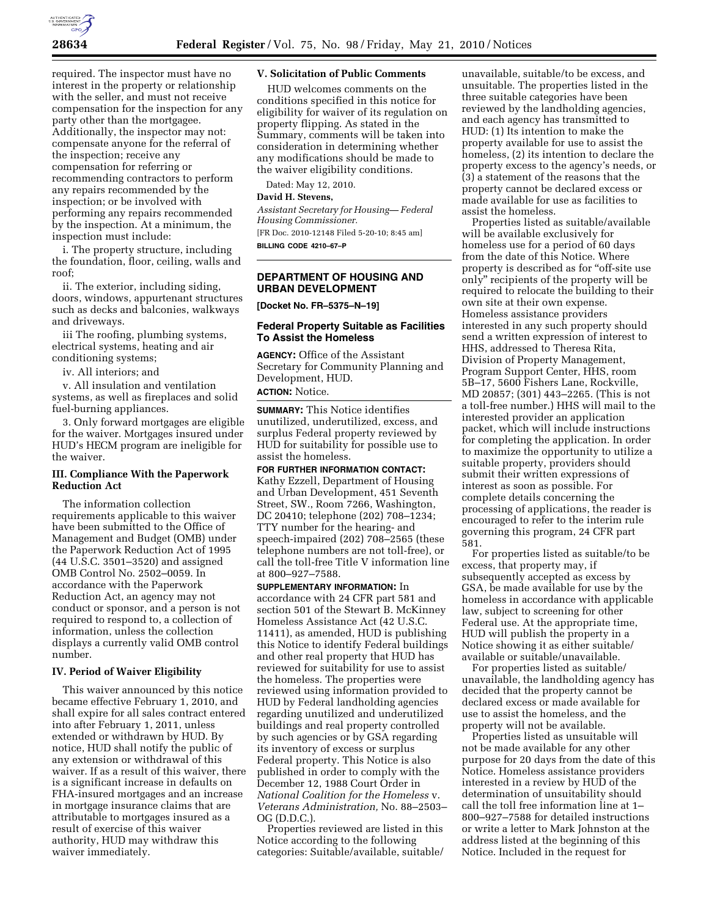required. The inspector must have no interest in the property or relationship with the seller, and must not receive compensation for the inspection for any party other than the mortgagee. Additionally, the inspector may not: compensate anyone for the referral of the inspection; receive any compensation for referring or recommending contractors to perform any repairs recommended by the inspection; or be involved with performing any repairs recommended by the inspection. At a minimum, the inspection must include:

i. The property structure, including the foundation, floor, ceiling, walls and roof;

ii. The exterior, including siding, doors, windows, appurtenant structures such as decks and balconies, walkways and driveways.

iii The roofing, plumbing systems, electrical systems, heating and air conditioning systems;

iv. All interiors; and

v. All insulation and ventilation systems, as well as fireplaces and solid fuel-burning appliances.

3. Only forward mortgages are eligible for the waiver. Mortgages insured under HUD's HECM program are ineligible for the waiver.

### III. Compliance With the Paperwork Reduction Act

The information collection requirements applicable to this waiver have been submitted to the Office of Management and Budget (OMB) under the Paperwork Reduction Act of 1995 (44 U.S.C. 3501–3520) and assigned OMB Control No. 2502–0059. In accordance with the Paperwork Reduction Act, an agency may not conduct or sponsor, and a person is not required to respond to, a collection of information, unless the collection displays a currently valid OMB control number.

### IV. Period of Waiver Eligibility

This waiver announced by this notice became effective February 1, 2010, and shall expire for all sales contract entered into after February 1, 2011, unless extended or withdrawn by HUD. By notice, HUD shall notify the public of any extension or withdrawal of this waiver. If as a result of this waiver, there is a significant increase in defaults on FHA-insured mortgages and an increase in mortgage insurance claims that are attributable to mortgages insured as a result of exercise of this waiver authority, HUD may withdraw this waiver immediately.

### V. Solicitation of Public Comments

HUD welcomes comments on the conditions specified in this notice for eligibility for waiver of its regulation on property flipping. As stated in the Summary, comments will be taken into consideration in determining whether any modifications should be made to the waiver eligibility conditions.

Dated: May 12, 2010.

**David H. Stevens,**

*Assistant Secretary for Housing— Federal Housing Commissioner.*

[FR Doc. 2010-12148 Filed 5-20-10; 8:45 am]

**BILLING CODE 4210–67–P**

---

## DEPARTMENT OF HOUSING AND URBAN DEVELOPMENT

**[Docket No. FR–5375–N–19]**

## Federal Property Suitable as Facilities To Assist the Homeless

**AGENCY:** Office of the Assistant Secretary for Community Planning and Development, HUD.

**ACTION:** Notice.

**SUMMARY:** This Notice identifies unutilized, underutilized, excess, and surplus Federal property reviewed by HUD for suitability for possible use to assist the homeless.

**FOR FURTHER INFORMATION CONTACT:** Kathy Ezzell, Department of Housing and Urban Development, 451 Seventh Street, SW., Room 7266, Washington, DC 20410; telephone (202) 708–1234; TTY number for the hearing- and speech-impaired (202) 708–2565 (these telephone numbers are not toll-free), or call the toll-free Title V information line at 800–927–7588.

**SUPPLEMENTARY INFORMATION:** In accordance with 24 CFR part 581 and section 501 of the Stewart B. McKinney Homeless Assistance Act (42 U.S.C. 11411), as amended, HUD is publishing this Notice to identify Federal buildings and other real property that HUD has reviewed for suitability for use to assist the homeless. The properties were reviewed using information provided to HUD by Federal landholding agencies regarding unutilized and underutilized buildings and real property controlled by such agencies or by GSA regarding its inventory of excess or surplus Federal property. This Notice is also published in order to comply with the December 12, 1988 Court Order in *National Coalition for the Homeless* v. *Veterans Administration,* No. 88–2503–OG (D.D.C.).

Properties reviewed are listed in this Notice according to the following categories: Suitable/available, suitable/unavailable, suitable/to be excess, and unsuitable. The properties listed in the three suitable categories have been reviewed by the landholding agencies, and each agency has transmitted to HUD: (1) Its intention to make the property available for use to assist the homeless, (2) its intention to declare the property excess to the agency's needs, or (3) a statement of the reasons that the property cannot be declared excess or made available for use as facilities to assist the homeless.

Properties listed as suitable/available will be available exclusively for homeless use for a period of 60 days from the date of this Notice. Where property is described as for "off-site use only" recipients of the property will be required to relocate the building to their own site at their own expense. Homeless assistance providers interested in any such property should send a written expression of interest to HHS, addressed to Theresa Rita, Division of Property Management, Program Support Center, HHS, room 5B–17, 5600 Fishers Lane, Rockville, MD 20857; (301) 443–2265. (This is not a toll-free number.) HHS will mail to the interested provider an application packet, which will include instructions for completing the application. In order to maximize the opportunity to utilize a suitable property, providers should submit their written expressions of interest as soon as possible. For complete details concerning the processing of applications, the reader is encouraged to refer to the interim rule governing this program, 24 CFR part 581.

For properties listed as suitable/to be excess, that property may, if subsequently accepted as excess by GSA, be made available for use by the homeless in accordance with applicable law, subject to screening for other Federal use. At the appropriate time, HUD will publish the property in a Notice showing it as either suitable/available or suitable/unavailable.

For properties listed as suitable/unavailable, the landholding agency has decided that the property cannot be declared excess or made available for use to assist the homeless, and the property will not be available.

Properties listed as unsuitable will not be made available for any other purpose for 20 days from the date of this Notice. Homeless assistance providers interested in a review by HUD of the determination of unsuitability should call the toll free information line at 1–800–927–7588 for detailed instructions or write a letter to Mark Johnston at the address listed at the beginning of this Notice. Included in the request for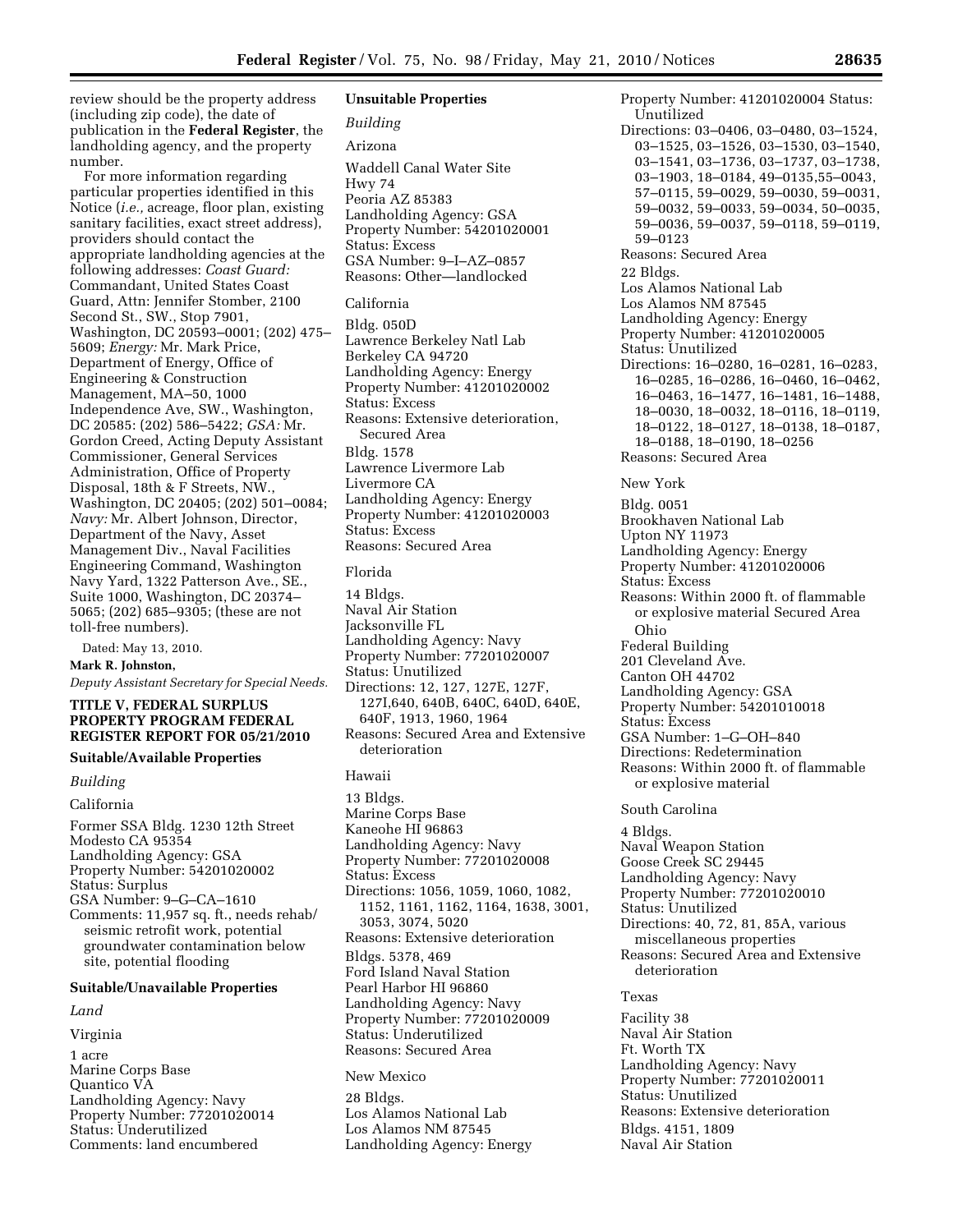review should be the property address (including zip code), the date of publication in the **Federal Register**, the landholding agency, and the property number.

For more information regarding particular properties identified in this Notice (*i.e.,* acreage, floor plan, existing sanitary facilities, exact street address), providers should contact the appropriate landholding agencies at the following addresses: *Coast Guard:* Commandant, United States Coast Guard, Attn: Jennifer Stomber, 2100 Second St., SW., Stop 7901, Washington, DC 20593–0001; (202) 475–5609; *Energy:* Mr. Mark Price, Department of Energy, Office of Engineering & Construction Management, MA–50, 1000 Independence Ave, SW., Washington, DC 20585: (202) 586–5422; *GSA:* Mr. Gordon Creed, Acting Deputy Assistant Commissioner, General Services Administration, Office of Property Disposal, 18th & F Streets, NW., Washington, DC 20405; (202) 501–0084; *Navy:* Mr. Albert Johnson, Director, Department of the Navy, Asset Management Div., Naval Facilities Engineering Command, Washington Navy Yard, 1322 Patterson Ave., SE., Suite 1000, Washington, DC 20374–5065; (202) 685–9305; (these are not toll-free numbers).

Dated: May 13, 2010.

**Mark R. Johnston,**

*Deputy Assistant Secretary for Special Needs.*

**TITLE V, FEDERAL SURPLUS PROPERTY PROGRAM FEDERAL REGISTER REPORT FOR 05/21/2010**

**Suitable/Available Properties**

*Building*

California

Former SSA Bldg. 1230 12th Street
Modesto CA 95354
Landholding Agency: GSA
Property Number: 54201020002
Status: Surplus
GSA Number: 9–G–CA–1610
Comments: 11,957 sq. ft., needs rehab/seismic retrofit work, potential groundwater contamination below site, potential flooding

**Suitable/Unavailable Properties**

*Land*

Virginia

1 acre
Marine Corps Base
Quantico VA
Landholding Agency: Navy
Property Number: 77201020014
Status: Underutilized
Comments: land encumbered

**Unsuitable Properties**

*Building*

Arizona

Waddell Canal Water Site
Hwy 74
Peoria AZ 85383
Landholding Agency: GSA
Property Number: 54201020001
Status: Excess
GSA Number: 9–I–AZ–0857
Reasons: Other—landlocked

California

Bldg. 050D
Lawrence Berkeley Natl Lab
Berkeley CA 94720
Landholding Agency: Energy
Property Number: 41201020002
Status: Excess
Reasons: Extensive deterioration, Secured Area

Bldg. 1578
Lawrence Livermore Lab
Livermore CA
Landholding Agency: Energy
Property Number: 41201020003
Status: Excess
Reasons: Secured Area

Florida

14 Bldgs.
Naval Air Station
Jacksonville FL
Landholding Agency: Navy
Property Number: 77201020007
Status: Unutilized
Directions: 12, 127, 127E, 127F, 127I,640, 640B, 640C, 640D, 640E, 640F, 1913, 1960, 1964
Reasons: Secured Area and Extensive deterioration

Hawaii

13 Bldgs.
Marine Corps Base
Kaneohe HI 96863
Landholding Agency: Navy
Property Number: 77201020008
Status: Excess
Directions: 1056, 1059, 1060, 1082, 1152, 1161, 1162, 1164, 1638, 3001, 3053, 3074, 5020
Reasons: Extensive deterioration

Bldgs. 5378, 469
Ford Island Naval Station
Pearl Harbor HI 96860
Landholding Agency: Navy
Property Number: 77201020009
Status: Underutilized
Reasons: Secured Area

New Mexico

28 Bldgs.
Los Alamos National Lab
Los Alamos NM 87545
Landholding Agency: Energy
Property Number: 41201020004 Status: Unutilized
Directions: 03–0406, 03–0480, 03–1524, 03–1525, 03–1526, 03–1530, 03–1540, 03–1541, 03–1736, 03–1737, 03–1738, 03–1903, 18–0184, 49–0135,55–0043, 57–0115, 59–0029, 59–0030, 59–0031, 59–0032, 59–0033, 59–0034, 50–0035, 59–0036, 59–0037, 59–0118, 59–0119, 59–0123
Reasons: Secured Area

22 Bldgs.
Los Alamos National Lab
Los Alamos NM 87545
Landholding Agency: Energy
Property Number: 41201020005
Status: Unutilized
Directions: 16–0280, 16–0281, 16–0283, 16–0285, 16–0286, 16–0460, 16–0462, 16–0463, 16–1477, 16–1481, 16–1488, 18–0030, 18–0032, 18–0116, 18–0119, 18–0122, 18–0127, 18–0138, 18–0187, 18–0188, 18–0190, 18–0256
Reasons: Secured Area

New York

Bldg. 0051
Brookhaven National Lab
Upton NY 11973
Landholding Agency: Energy
Property Number: 41201020006
Status: Excess
Reasons: Within 2000 ft. of flammable or explosive material Secured Area

Ohio

Federal Building
201 Cleveland Ave.
Canton OH 44702
Landholding Agency: GSA
Property Number: 54201010018
Status: Excess
GSA Number: 1–G–OH–840
Directions: Redetermination
Reasons: Within 2000 ft. of flammable or explosive material

South Carolina

4 Bldgs.
Naval Weapon Station
Goose Creek SC 29445
Landholding Agency: Navy
Property Number: 77201020010
Status: Unutilized
Directions: 40, 72, 81, 85A, various miscellaneous properties
Reasons: Secured Area and Extensive deterioration

Texas

Facility 38
Naval Air Station
Ft. Worth TX
Landholding Agency: Navy
Property Number: 77201020011
Status: Unutilized
Reasons: Extensive deterioration

Bldgs. 4151, 1809
Naval Air Station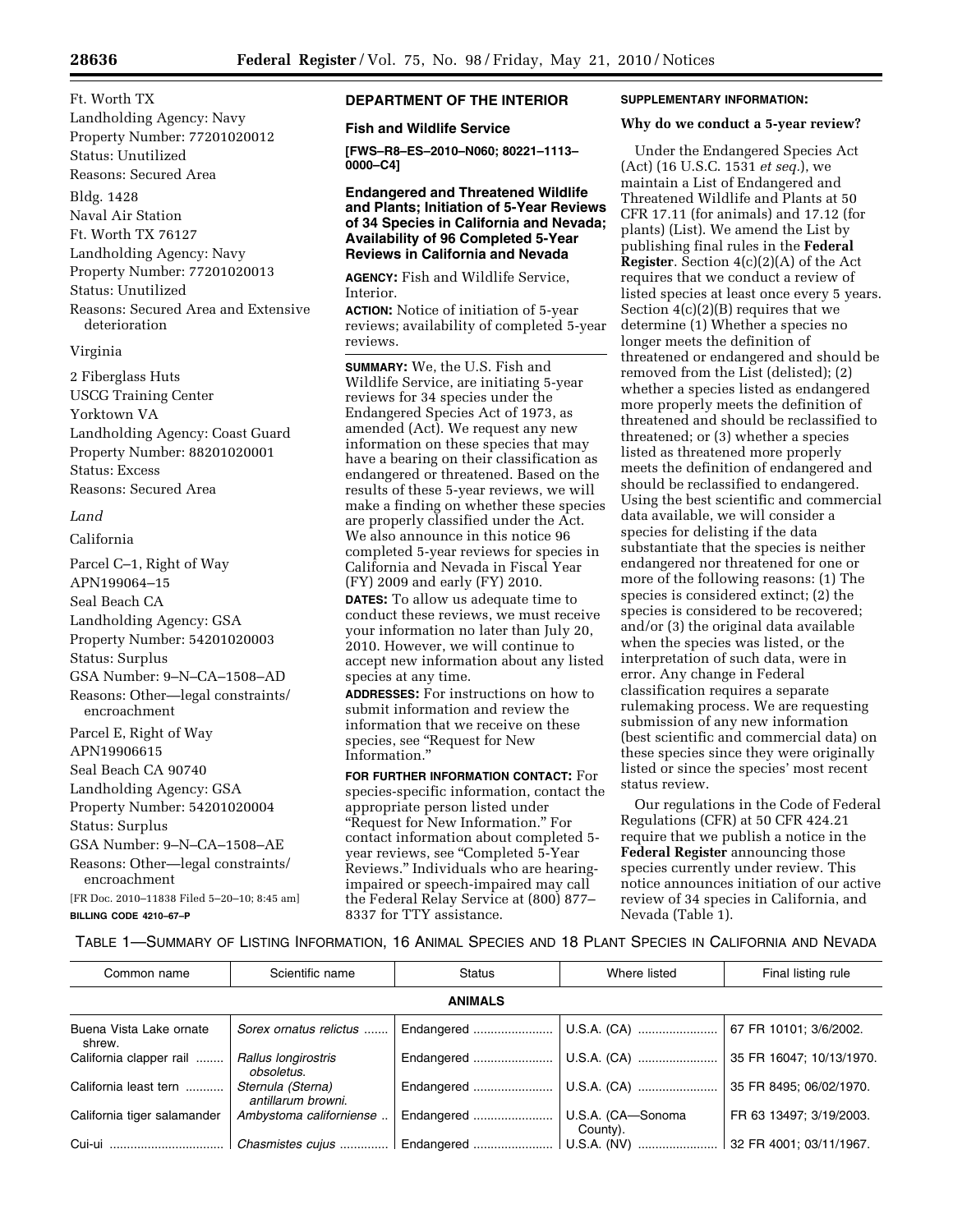Ft. Worth TX
Landholding Agency: Navy
Property Number: 77201020012
Status: Unutilized
Reasons: Secured Area

Bldg. 1428
Naval Air Station
Ft. Worth TX 76127
Landholding Agency: Navy
Property Number: 77201020013
Status: Unutilized
Reasons: Secured Area and Extensive deterioration

Virginia

2 Fiberglass Huts
USCG Training Center
Yorktown VA
Landholding Agency: Coast Guard
Property Number: 88201020001
Status: Excess
Reasons: Secured Area

*Land*

California

Parcel C–1, Right of Way
APN199064–15
Seal Beach CA
Landholding Agency: GSA
Property Number: 54201020003
Status: Surplus
GSA Number: 9–N–CA–1508–AD
Reasons: Other—legal constraints/encroachment

Parcel E, Right of Way
APN19906615
Seal Beach CA 90740
Landholding Agency: GSA
Property Number: 54201020004
Status: Surplus
GSA Number: 9–N–CA–1508–AE
Reasons: Other—legal constraints/encroachment

[FR Doc. 2010–11838 Filed 5–20–10; 8:45 am]

**BILLING CODE 4210–67–P**

## DEPARTMENT OF THE INTERIOR

### Fish and Wildlife Service

**[FWS–R8–ES–2010–N060; 80221–1113–0000–C4]**

### Endangered and Threatened Wildlife and Plants; Initiation of 5-Year Reviews of 34 Species in California and Nevada; Availability of 96 Completed 5-Year Reviews in California and Nevada

**AGENCY:** Fish and Wildlife Service, Interior.

**ACTION:** Notice of initiation of 5-year reviews; availability of completed 5-year reviews.

**SUMMARY:** We, the U.S. Fish and Wildlife Service, are initiating 5-year reviews for 34 species under the Endangered Species Act of 1973, as amended (Act). We request any new information on these species that may have a bearing on their classification as endangered or threatened. Based on the results of these 5-year reviews, we will make a finding on whether these species are properly classified under the Act. We also announce in this notice 96 completed 5-year reviews for species in California and Nevada in Fiscal Year (FY) 2009 and early (FY) 2010.

**DATES:** To allow us adequate time to conduct these reviews, we must receive your information no later than July 20, 2010. However, we will continue to accept new information about any listed species at any time.

**ADDRESSES:** For instructions on how to submit information and review the information that we receive on these species, see "Request for New Information."

**FOR FURTHER INFORMATION CONTACT:** For species-specific information, contact the appropriate person listed under "Request for New Information." For contact information about completed 5-year reviews, see "Completed 5-Year Reviews." Individuals who are hearing-impaired or speech-impaired may call the Federal Relay Service at (800) 877–8337 for TTY assistance.

**SUPPLEMENTARY INFORMATION:**

#### Why do we conduct a 5-year review?

Under the Endangered Species Act (Act) (16 U.S.C. 1531 *et seq.*), we maintain a List of Endangered and Threatened Wildlife and Plants at 50 CFR 17.11 (for animals) and 17.12 (for plants) (List). We amend the List by publishing final rules in the **Federal Register**. Section 4(c)(2)(A) of the Act requires that we conduct a review of listed species at least once every 5 years. Section 4(c)(2)(B) requires that we determine (1) Whether a species no longer meets the definition of threatened or endangered and should be removed from the List (delisted); (2) whether a species listed as endangered more properly meets the definition of threatened and should be reclassified to threatened; or (3) whether a species listed as threatened more properly meets the definition of endangered and should be reclassified to endangered. Using the best scientific and commercial data available, we will consider a species for delisting if the data substantiate that the species is neither endangered nor threatened for one or more of the following reasons: (1) The species is considered extinct; (2) the species is considered to be recovered; and/or (3) the original data available when the species was listed, or the interpretation of such data, were in error. Any change in Federal classification requires a separate rulemaking process. We are requesting submission of any new information (best scientific and commercial data) on these species since they were originally listed or since the species' most recent status review.

Our regulations in the Code of Federal Regulations (CFR) at 50 CFR 424.21 require that we publish a notice in the **Federal Register** announcing those species currently under review. This notice announces initiation of our active review of 34 species in California, and Nevada (Table 1).

TABLE 1—SUMMARY OF LISTING INFORMATION, 16 ANIMAL SPECIES AND 18 PLANT SPECIES IN CALIFORNIA AND NEVADA

| Common name | Scientific name | Status | Where listed | Final listing rule |
|---|---|---|---|---|
| **ANIMALS** | | | | |
| Buena Vista Lake ornate shrew. | *Sorex ornatus relictus* | Endangered | U.S.A. (CA) | 67 FR 10101; 3/6/2002. |
| California clapper rail | *Rallus longirostris obsoletus.* | Endangered | U.S.A. (CA) | 35 FR 16047; 10/13/1970. |
| California least tern | *Sternula (Sterna) antillarum browni.* | Endangered | U.S.A. (CA) | 35 FR 8495; 06/02/1970. |
| California tiger salamander | *Ambystoma californiense* | Endangered | U.S.A. (CA—Sonoma County). | FR 63 13497; 3/19/2003. |
| Cui-ui | *Chasmistes cujus* | Endangered | U.S.A. (NV) | 32 FR 4001; 03/11/1967. |